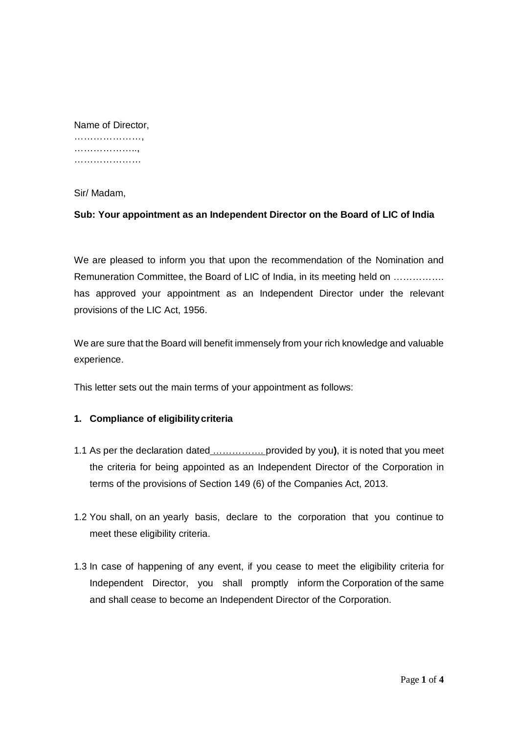Name of Director,
…………………,
………………..,
…………………

Sir/ Madam,

**Sub: Your appointment as an Independent Director on the Board of LIC of India**

We are pleased to inform you that upon the recommendation of the Nomination and Remuneration Committee, the Board of LIC of India, in its meeting held on ……………. has approved your appointment as an Independent Director under the relevant provisions of the LIC Act, 1956.

We are sure that the Board will benefit immensely from your rich knowledge and valuable experience.

This letter sets out the main terms of your appointment as follows:

**1. Compliance of eligibility criteria**

1.1 As per the declaration dated ……………. provided by you**)**, it is noted that you meet the criteria for being appointed as an Independent Director of the Corporation in terms of the provisions of Section 149 (6) of the Companies Act, 2013.

1.2 You shall, on an yearly basis, declare to the corporation that you continue to meet these eligibility criteria.

1.3 In case of happening of any event, if you cease to meet the eligibility criteria for Independent Director, you shall promptly inform the Corporation of the same and shall cease to become an Independent Director of the Corporation.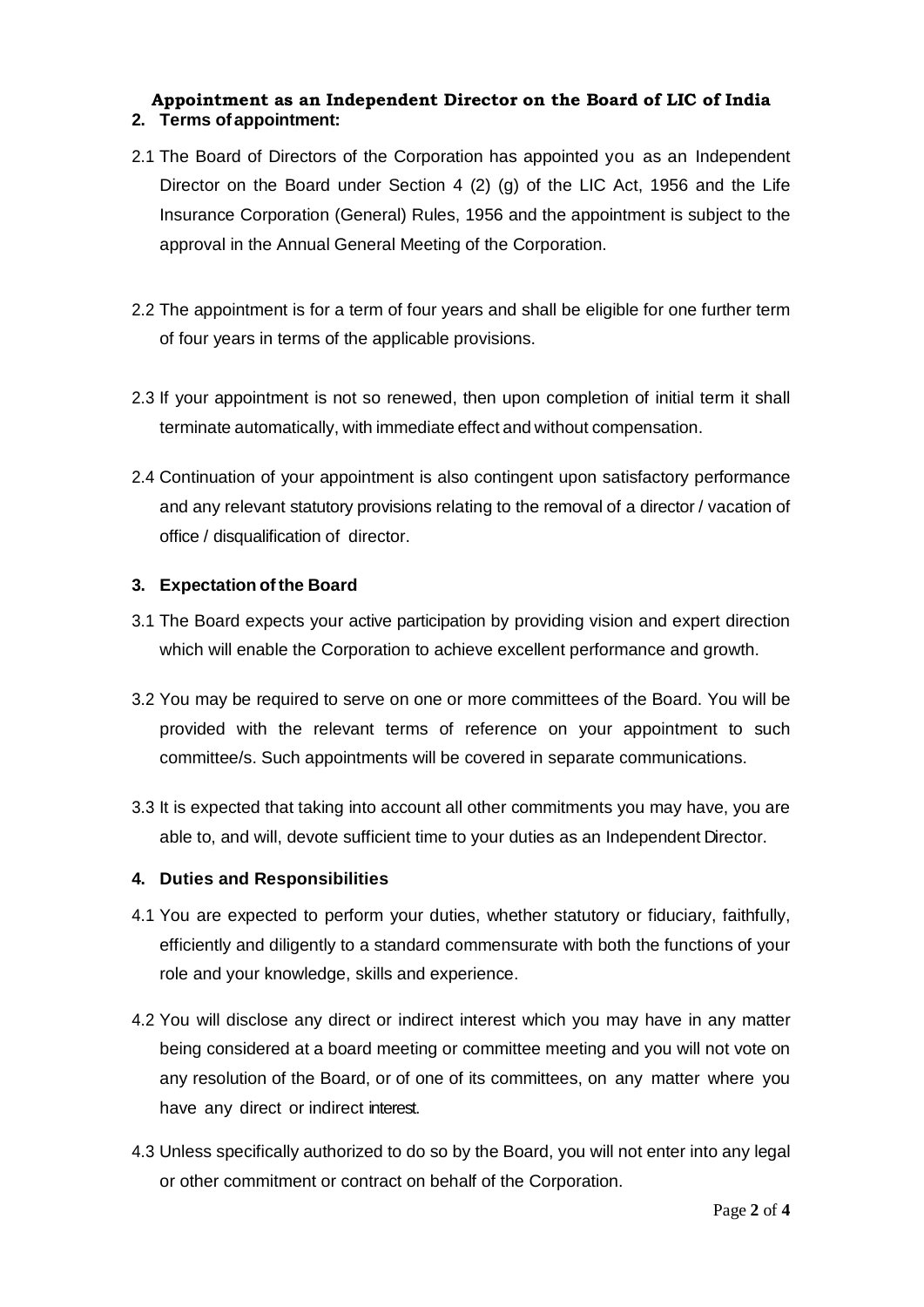**Appointment as an Independent Director on the Board of LIC of India**

**2. Terms of appointment:**

2.1 The Board of Directors of the Corporation has appointed you as an Independent Director on the Board under Section 4 (2) (g) of the LIC Act, 1956 and the Life Insurance Corporation (General) Rules, 1956 and the appointment is subject to the approval in the Annual General Meeting of the Corporation.

2.2 The appointment is for a term of four years and shall be eligible for one further term of four years in terms of the applicable provisions.

2.3 If your appointment is not so renewed, then upon completion of initial term it shall terminate automatically, with immediate effect and without compensation.

2.4 Continuation of your appointment is also contingent upon satisfactory performance and any relevant statutory provisions relating to the removal of a director / vacation of office / disqualification of director.

**3. Expectation of the Board**

3.1 The Board expects your active participation by providing vision and expert direction which will enable the Corporation to achieve excellent performance and growth.

3.2 You may be required to serve on one or more committees of the Board. You will be provided with the relevant terms of reference on your appointment to such committee/s. Such appointments will be covered in separate communications.

3.3 It is expected that taking into account all other commitments you may have, you are able to, and will, devote sufficient time to your duties as an Independent Director.

**4. Duties and Responsibilities**

4.1 You are expected to perform your duties, whether statutory or fiduciary, faithfully, efficiently and diligently to a standard commensurate with both the functions of your role and your knowledge, skills and experience.

4.2 You will disclose any direct or indirect interest which you may have in any matter being considered at a board meeting or committee meeting and you will not vote on any resolution of the Board, or of one of its committees, on any matter where you have any direct or indirect interest.

4.3 Unless specifically authorized to do so by the Board, you will not enter into any legal or other commitment or contract on behalf of the Corporation.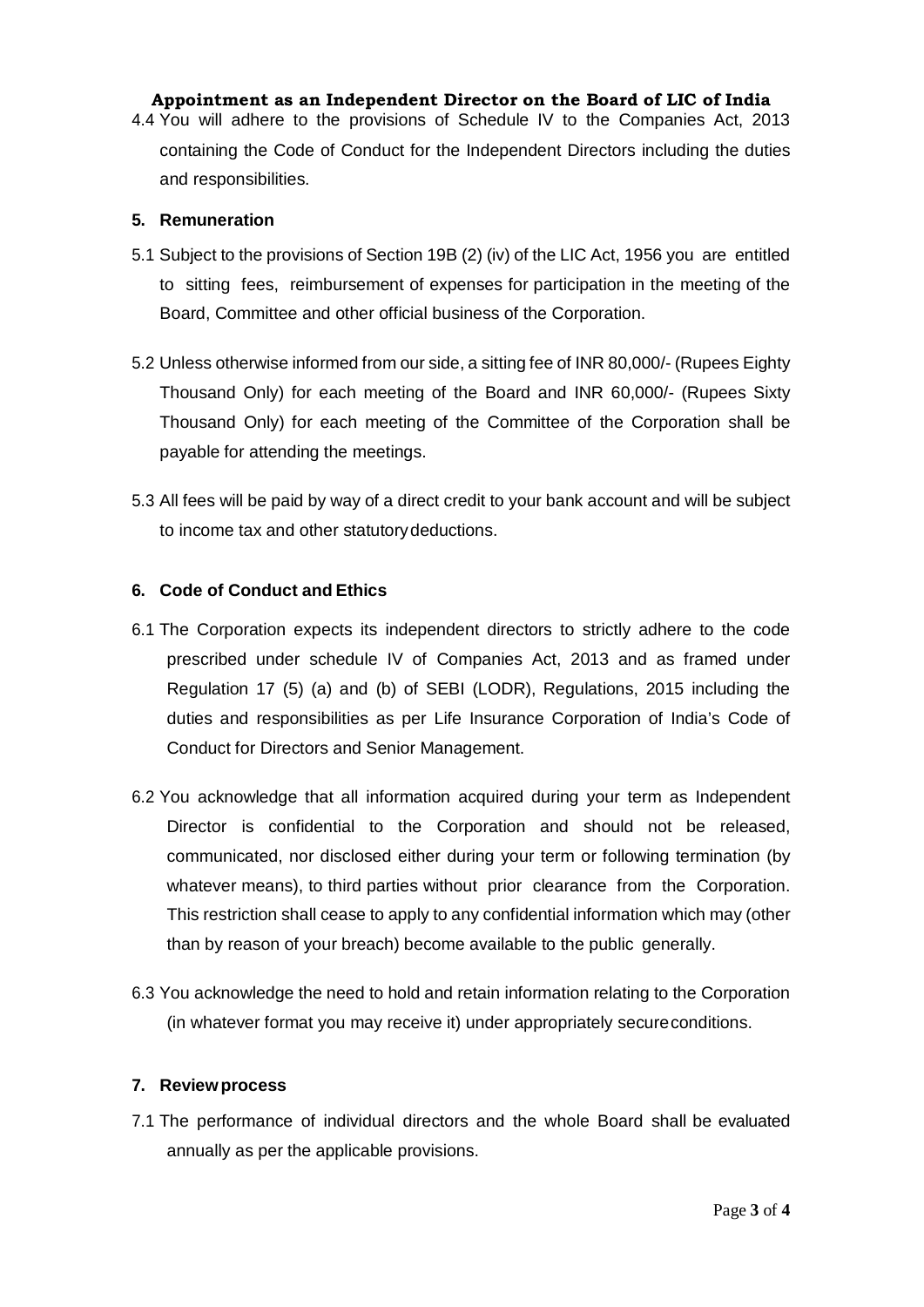4.4 You will adhere to the provisions of Schedule IV to the Companies Act, 2013 containing the Code of Conduct for the Independent Directors including the duties and responsibilities.

## 5. Remuneration

5.1 Subject to the provisions of Section 19B (2) (iv) of the LIC Act, 1956 you are entitled to sitting fees, reimbursement of expenses for participation in the meeting of the Board, Committee and other official business of the Corporation.

5.2 Unless otherwise informed from our side, a sitting fee of INR 80,000/- (Rupees Eighty Thousand Only) for each meeting of the Board and INR 60,000/- (Rupees Sixty Thousand Only) for each meeting of the Committee of the Corporation shall be payable for attending the meetings.

5.3 All fees will be paid by way of a direct credit to your bank account and will be subject to income tax and other statutory deductions.

## 6. Code of Conduct and Ethics

6.1 The Corporation expects its independent directors to strictly adhere to the code prescribed under schedule IV of Companies Act, 2013 and as framed under Regulation 17 (5) (a) and (b) of SEBI (LODR), Regulations, 2015 including the duties and responsibilities as per Life Insurance Corporation of India's Code of Conduct for Directors and Senior Management.

6.2 You acknowledge that all information acquired during your term as Independent Director is confidential to the Corporation and should not be released, communicated, nor disclosed either during your term or following termination (by whatever means), to third parties without prior clearance from the Corporation. This restriction shall cease to apply to any confidential information which may (other than by reason of your breach) become available to the public generally.

6.3 You acknowledge the need to hold and retain information relating to the Corporation (in whatever format you may receive it) under appropriately secure conditions.

## 7. Review process

7.1 The performance of individual directors and the whole Board shall be evaluated annually as per the applicable provisions.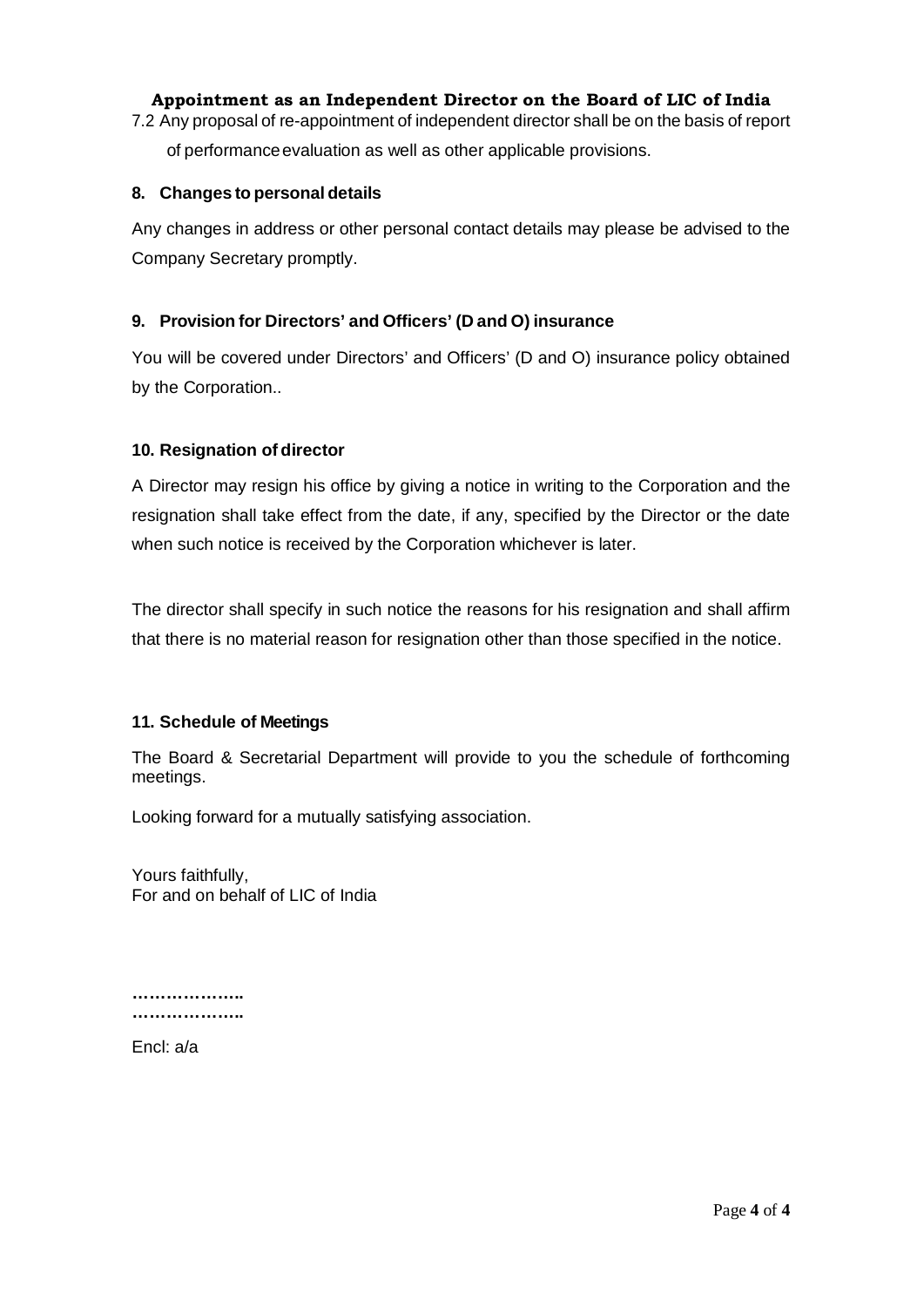7.2 Any proposal of re-appointment of independent director shall be on the basis of report of performance evaluation as well as other applicable provisions.

## 8. Changes to personal details

Any changes in address or other personal contact details may please be advised to the Company Secretary promptly.

## 9. Provision for Directors' and Officers' (D and O) insurance

You will be covered under Directors' and Officers' (D and O) insurance policy obtained by the Corporation..

## 10. Resignation of director

A Director may resign his office by giving a notice in writing to the Corporation and the resignation shall take effect from the date, if any, specified by the Director or the date when such notice is received by the Corporation whichever is later.

The director shall specify in such notice the reasons for his resignation and shall affirm that there is no material reason for resignation other than those specified in the notice.

## 11. Schedule of Meetings

The Board & Secretarial Department will provide to you the schedule of forthcoming meetings.

Looking forward for a mutually satisfying association.

Yours faithfully,
For and on behalf of LIC of India

**………………..**
**………………..**

Encl: a/a